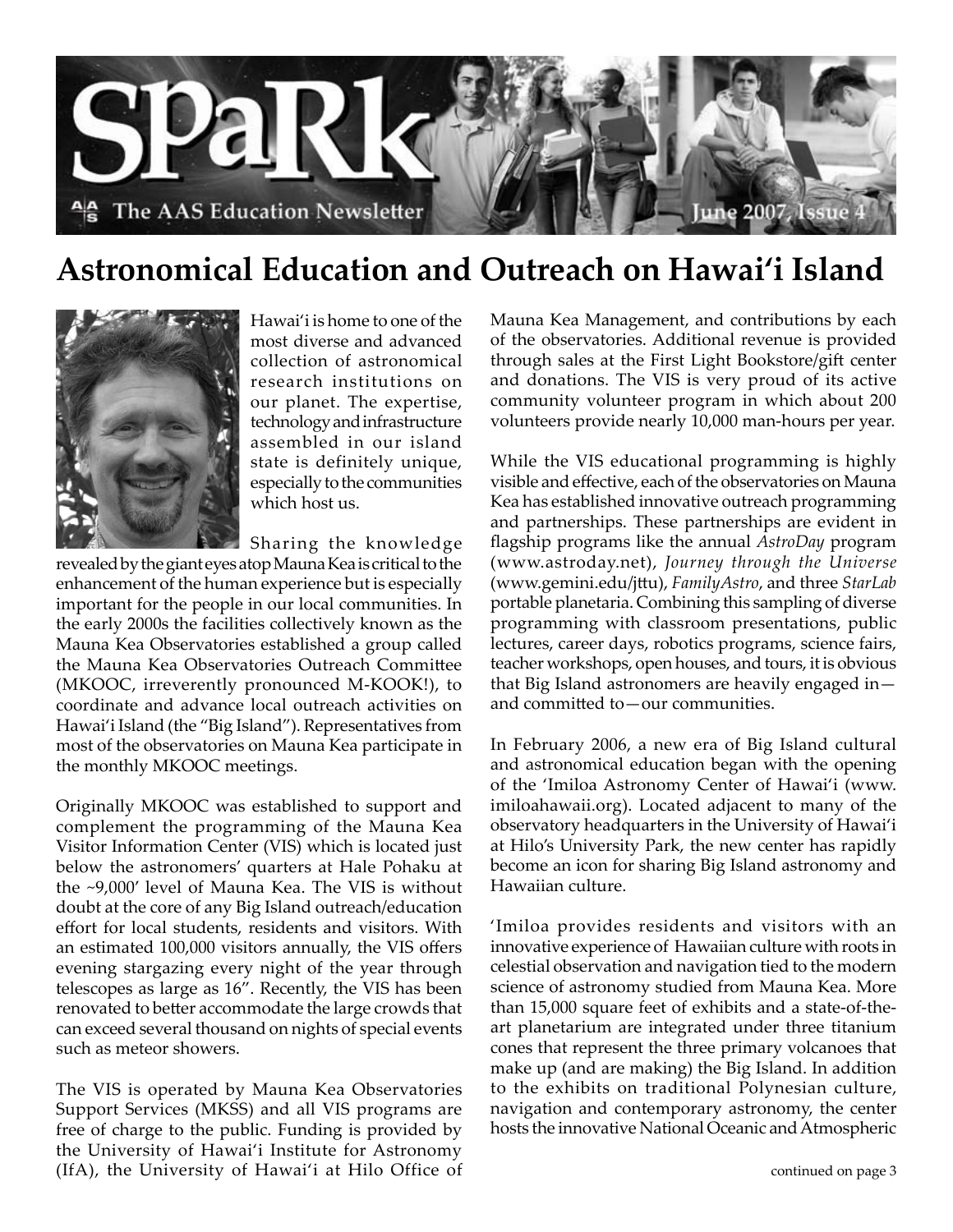# Astronomical Education and Outreach on Hawai'i Island

Hawai'i is home to one of the most diverse and advanced collection of astronomical research institutions on our planet. The expertise, technology and infrastructure assembled in our island state is definitely unique, especially to the communities which host us.

Sharing the knowledge revealed by the giant eyes atop Mauna Kea is critical to the enhancement of the human experience but is especially important for the people in our local communities. In the early 2000s the facilities collectively known as the Mauna Kea Observatories established a group called the Mauna Kea Observatories Outreach Committee (MKOOC, irreverently pronounced M-KOOK!), to coordinate and advance local outreach activities on Hawai'i Island (the "Big Island"). Representatives from most of the observatories on Mauna Kea participate in the monthly MKOOC meetings.

Originally MKOOC was established to support and complement the programming of the Mauna Kea Visitor Information Center (VIS) which is located just below the astronomers' quarters at Hale Pohaku at the ~9,000' level of Mauna Kea. The VIS is without doubt at the core of any Big Island outreach/education effort for local students, residents and visitors. With an estimated 100,000 visitors annually, the VIS offers evening stargazing every night of the year through telescopes as large as 16". Recently, the VIS has been renovated to better accommodate the large crowds that can exceed several thousand on nights of special events such as meteor showers.

The VIS is operated by Mauna Kea Observatories Support Services (MKSS) and all VIS programs are free of charge to the public. Funding is provided by the University of Hawai'i Institute for Astronomy (IfA), the University of Hawai'i at Hilo Office of Mauna Kea Management, and contributions by each of the observatories. Additional revenue is provided through sales at the First Light Bookstore/gift center and donations. The VIS is very proud of its active community volunteer program in which about 200 volunteers provide nearly 10,000 man-hours per year.

While the VIS educational programming is highly visible and effective, each of the observatories on Mauna Kea has established innovative outreach programming and partnerships. These partnerships are evident in flagship programs like the annual *AstroDay* program (www.astroday.net), *Journey through the Universe* (www.gemini.edu/jttu), *FamilyAstro*, and three *StarLab* portable planetaria. Combining this sampling of diverse programming with classroom presentations, public lectures, career days, robotics programs, science fairs, teacher workshops, open houses, and tours, it is obvious that Big Island astronomers are heavily engaged in—and committed to—our communities.

In February 2006, a new era of Big Island cultural and astronomical education began with the opening of the 'Imiloa Astronomy Center of Hawai'i (www.imiloahawaii.org). Located adjacent to many of the observatory headquarters in the University of Hawai'i at Hilo's University Park, the new center has rapidly become an icon for sharing Big Island astronomy and Hawaiian culture.

'Imiloa provides residents and visitors with an innovative experience of Hawaiian culture with roots in celestial observation and navigation tied to the modern science of astronomy studied from Mauna Kea. More than 15,000 square feet of exhibits and a state-of-the-art planetarium are integrated under three titanium cones that represent the three primary volcanoes that make up (and are making) the Big Island. In addition to the exhibits on traditional Polynesian culture, navigation and contemporary astronomy, the center hosts the innovative National Oceanic and Atmospheric

continued on page 3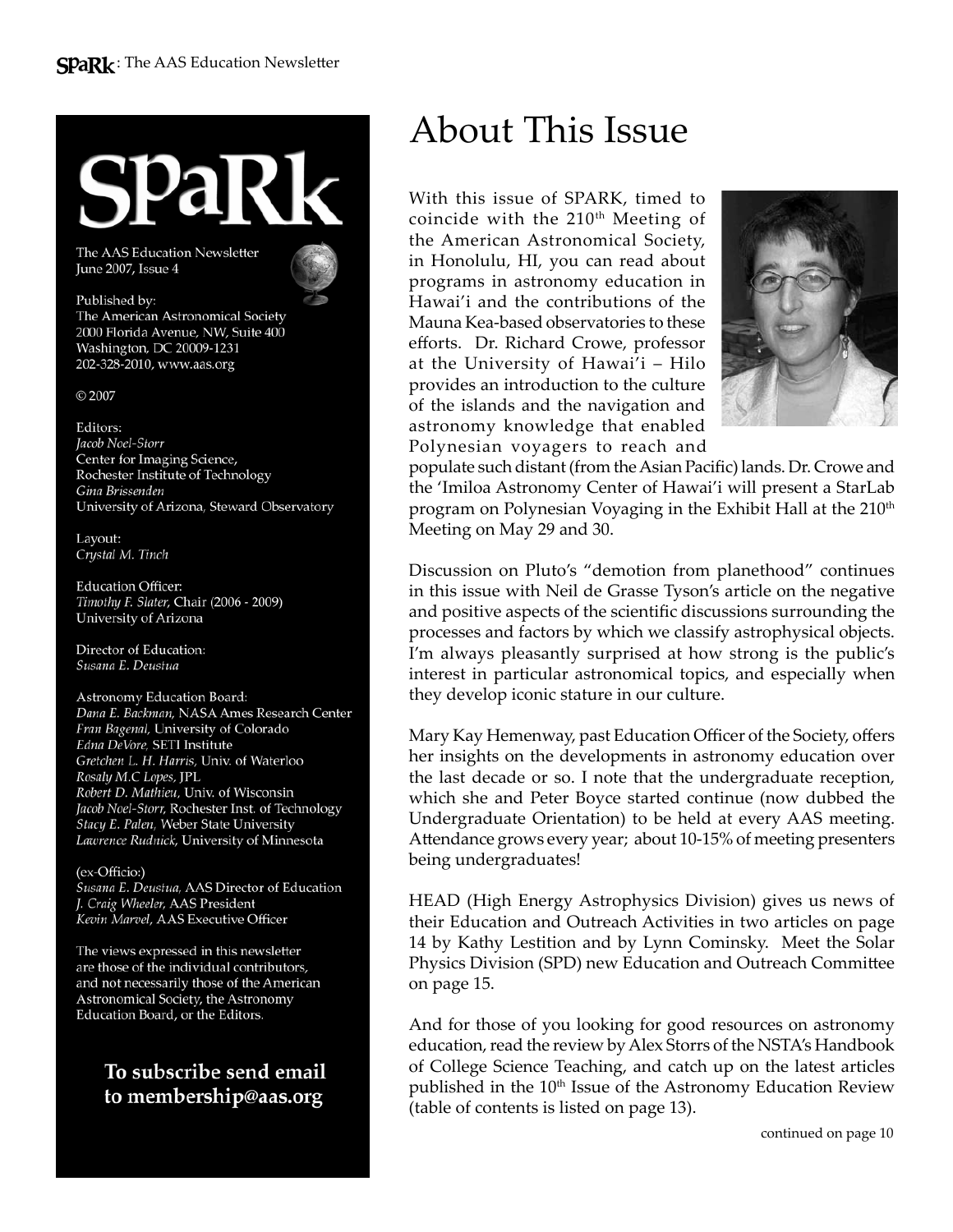# SPaRK

The AAS Education Newsletter
June 2007, Issue 4

Published by:
The American Astronomical Society
2000 Florida Avenue, NW, Suite 400
Washington, DC 20009-1231
202-328-2010, www.aas.org

© 2007

Editors:
*Jacob Noel-Storr*
Center for Imaging Science,
Rochester Institute of Technology
*Gina Brissenden*
University of Arizona, Steward Observatory

Layout:
*Crystal M. Tinch*

Education Officer:
*Timothy F. Slater*, Chair (2006 - 2009)
University of Arizona

Director of Education:
*Susana E. Deustua*

Astronomy Education Board:
*Dana E. Backman*, NASA Ames Research Center
*Fran Bagenal*, University of Colorado
*Edna DeVore*, SETI Institute
*Gretchen L. H. Harris*, Univ. of Waterloo
*Rosaly M.C Lopes*, JPL
*Robert D. Mathieu*, Univ. of Wisconsin
*Jacob Noel-Storr*, Rochester Inst. of Technology
*Stacy E. Palen*, Weber State University
*Lawrence Rudnick*, University of Minnesota

(ex-Officio:)
*Susana E. Deustua*, AAS Director of Education
*J. Craig Wheeler*, AAS President
*Kevin Marvel*, AAS Executive Officer

The views expressed in this newsletter are those of the individual contributors, and not necessarily those of the American Astronomical Society, the Astronomy Education Board, or the Editors.

**To subscribe send email to membership@aas.org**

# About This Issue

With this issue of SPARK, timed to coincide with the 210th Meeting of the American Astronomical Society, in Honolulu, HI, you can read about programs in astronomy education in Hawai'i and the contributions of the Mauna Kea-based observatories to these efforts. Dr. Richard Crowe, professor at the University of Hawai'i – Hilo provides an introduction to the culture of the islands and the navigation and astronomy knowledge that enabled Polynesian voyagers to reach and populate such distant (from the Asian Pacific) lands. Dr. Crowe and the 'Imiloa Astronomy Center of Hawai'i will present a StarLab program on Polynesian Voyaging in the Exhibit Hall at the 210th Meeting on May 29 and 30.

Discussion on Pluto's "demotion from planethood" continues in this issue with Neil de Grasse Tyson's article on the negative and positive aspects of the scientific discussions surrounding the processes and factors by which we classify astrophysical objects. I'm always pleasantly surprised at how strong is the public's interest in particular astronomical topics, and especially when they develop iconic stature in our culture.

Mary Kay Hemenway, past Education Officer of the Society, offers her insights on the developments in astronomy education over the last decade or so. I note that the undergraduate reception, which she and Peter Boyce started continue (now dubbed the Undergraduate Orientation) to be held at every AAS meeting. Attendance grows every year; about 10-15% of meeting presenters being undergraduates!

HEAD (High Energy Astrophysics Division) gives us news of their Education and Outreach Activities in two articles on page 14 by Kathy Lestition and by Lynn Cominsky. Meet the Solar Physics Division (SPD) new Education and Outreach Committee on page 15.

And for those of you looking for good resources on astronomy education, read the review by Alex Storrs of the NSTA's Handbook of College Science Teaching, and catch up on the latest articles published in the 10th Issue of the Astronomy Education Review (table of contents is listed on page 13).

continued on page 10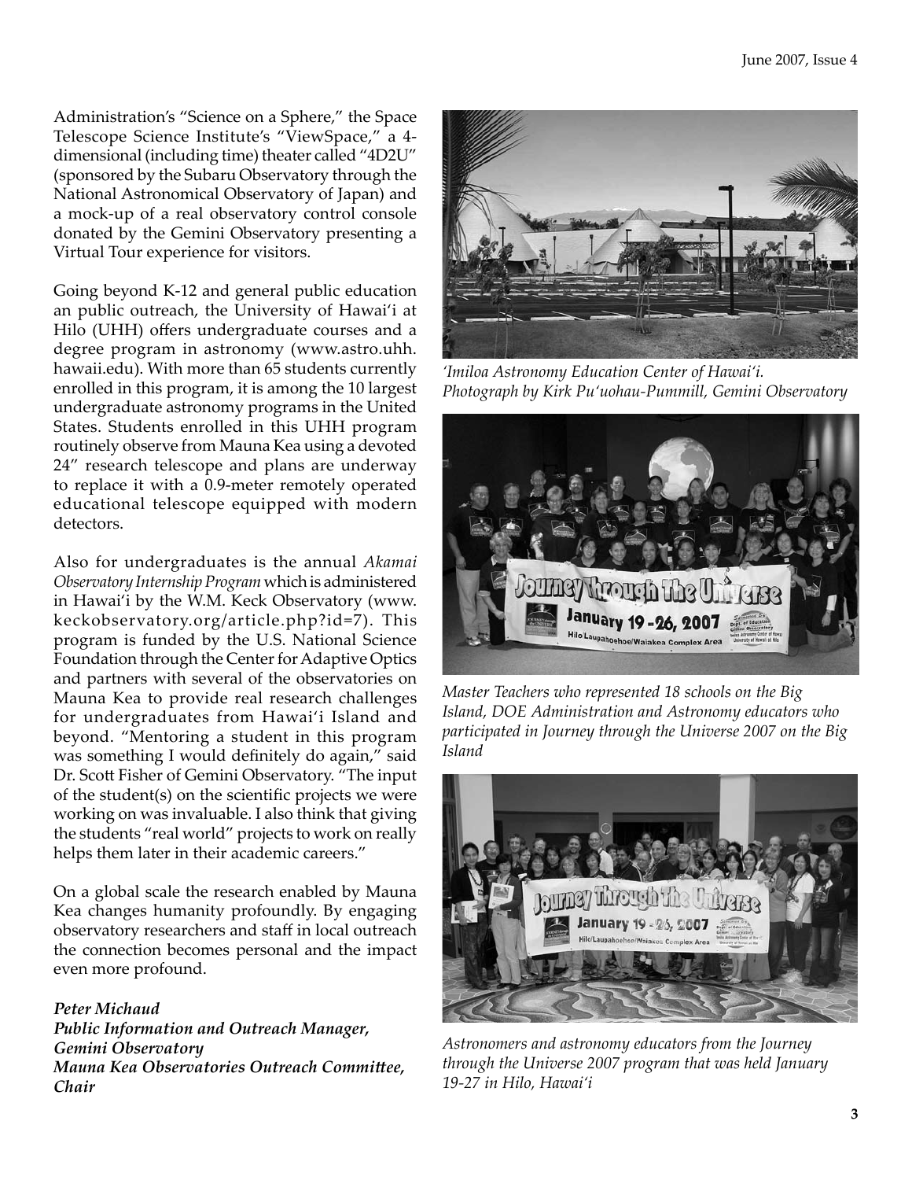Administration's "Science on a Sphere," the Space Telescope Science Institute's "ViewSpace," a 4-dimensional (including time) theater called "4D2U" (sponsored by the Subaru Observatory through the National Astronomical Observatory of Japan) and a mock-up of a real observatory control console donated by the Gemini Observatory presenting a Virtual Tour experience for visitors.

Going beyond K-12 and general public education an public outreach, the University of Hawai'i at Hilo (UHH) offers undergraduate courses and a degree program in astronomy (www.astro.uhh.hawaii.edu). With more than 65 students currently enrolled in this program, it is among the 10 largest undergraduate astronomy programs in the United States. Students enrolled in this UHH program routinely observe from Mauna Kea using a devoted 24" research telescope and plans are underway to replace it with a 0.9-meter remotely operated educational telescope equipped with modern detectors.

Also for undergraduates is the annual *Akamai Observatory Internship Program* which is administered in Hawai'i by the W.M. Keck Observatory (www.keckobservatory.org/article.php?id=7). This program is funded by the U.S. National Science Foundation through the Center for Adaptive Optics and partners with several of the observatories on Mauna Kea to provide real research challenges for undergraduates from Hawai'i Island and beyond. "Mentoring a student in this program was something I would definitely do again," said Dr. Scott Fisher of Gemini Observatory. "The input of the student(s) on the scientific projects we were working on was invaluable. I also think that giving the students "real world" projects to work on really helps them later in their academic careers."

On a global scale the research enabled by Mauna Kea changes humanity profoundly. By engaging observatory researchers and staff in local outreach the connection becomes personal and the impact even more profound.

***Peter Michaud***
***Public Information and Outreach Manager, Gemini Observatory***
***Mauna Kea Observatories Outreach Committee, Chair***

*'Imiloa Astronomy Education Center of Hawai'i. Photograph by Kirk Pu'uohau-Pummill, Gemini Observatory*

*Master Teachers who represented 18 schools on the Big Island, DOE Administration and Astronomy educators who participated in Journey through the Universe 2007 on the Big Island*

*Astronomers and astronomy educators from the Journey through the Universe 2007 program that was held January 19-27 in Hilo, Hawai'i*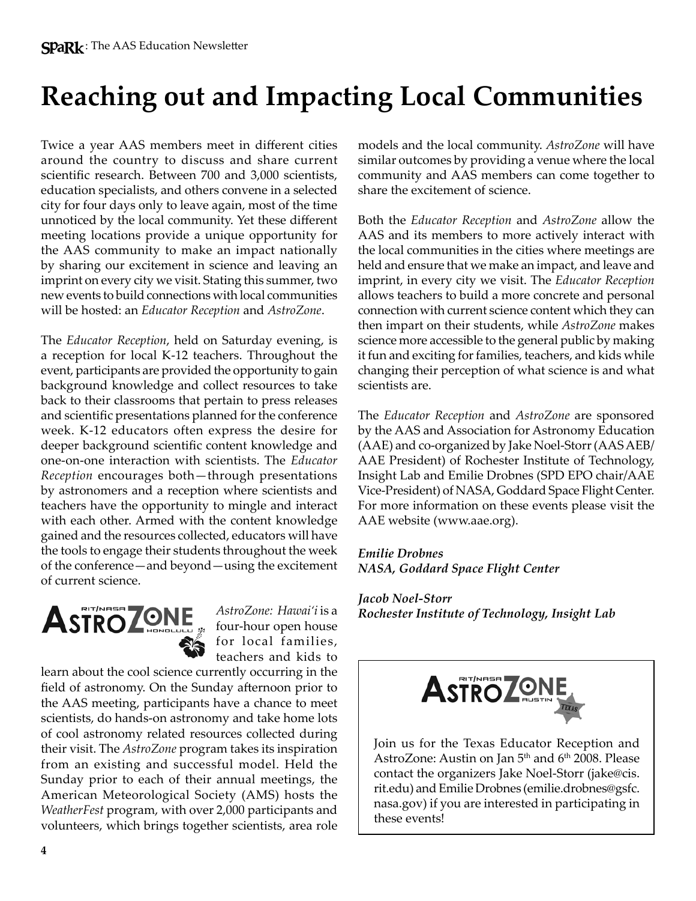# Reaching out and Impacting Local Communities

Twice a year AAS members meet in different cities around the country to discuss and share current scientific research. Between 700 and 3,000 scientists, education specialists, and others convene in a selected city for four days only to leave again, most of the time unnoticed by the local community. Yet these different meeting locations provide a unique opportunity for the AAS community to make an impact nationally by sharing our excitement in science and leaving an imprint on every city we visit. Stating this summer, two new events to build connections with local communities will be hosted: an *Educator Reception* and *AstroZone*.

The *Educator Reception*, held on Saturday evening, is a reception for local K-12 teachers. Throughout the event, participants are provided the opportunity to gain background knowledge and collect resources to take back to their classrooms that pertain to press releases and scientific presentations planned for the conference week. K-12 educators often express the desire for deeper background scientific content knowledge and one-on-one interaction with scientists. The *Educator Reception* encourages both—through presentations by astronomers and a reception where scientists and teachers have the opportunity to mingle and interact with each other. Armed with the content knowledge gained and the resources collected, educators will have the tools to engage their students throughout the week of the conference—and beyond—using the excitement of current science.

*AstroZone: Hawai'i* is a four-hour open house for local families, teachers and kids to learn about the cool science currently occurring in the field of astronomy. On the Sunday afternoon prior to the AAS meeting, participants have a chance to meet scientists, do hands-on astronomy and take home lots of cool astronomy related resources collected during their visit. The *AstroZone* program takes its inspiration from an existing and successful model. Held the Sunday prior to each of their annual meetings, the American Meteorological Society (AMS) hosts the *WeatherFest* program, with over 2,000 participants and volunteers, which brings together scientists, area role models and the local community. *AstroZone* will have similar outcomes by providing a venue where the local community and AAS members can come together to share the excitement of science.

Both the *Educator Reception* and *AstroZone* allow the AAS and its members to more actively interact with the local communities in the cities where meetings are held and ensure that we make an impact, and leave and imprint, in every city we visit. The *Educator Reception* allows teachers to build a more concrete and personal connection with current science content which they can then impart on their students, while *AstroZone* makes science more accessible to the general public by making it fun and exciting for families, teachers, and kids while changing their perception of what science is and what scientists are.

The *Educator Reception* and *AstroZone* are sponsored by the AAS and Association for Astronomy Education (AAE) and co-organized by Jake Noel-Storr (AAS AEB/AAE President) of Rochester Institute of Technology, Insight Lab and Emilie Drobnes (SPD EPO chair/AAE Vice-President) of NASA, Goddard Space Flight Center. For more information on these events please visit the AAE website (www.aae.org).

***Emilie Drobnes***
***NASA, Goddard Space Flight Center***

***Jacob Noel-Storr***
***Rochester Institute of Technology, Insight Lab***

---

Join us for the Texas Educator Reception and AstroZone: Austin on Jan 5th and 6th 2008. Please contact the organizers Jake Noel-Storr (jake@cis.rit.edu) and Emilie Drobnes (emilie.drobnes@gsfc.nasa.gov) if you are interested in participating in these events!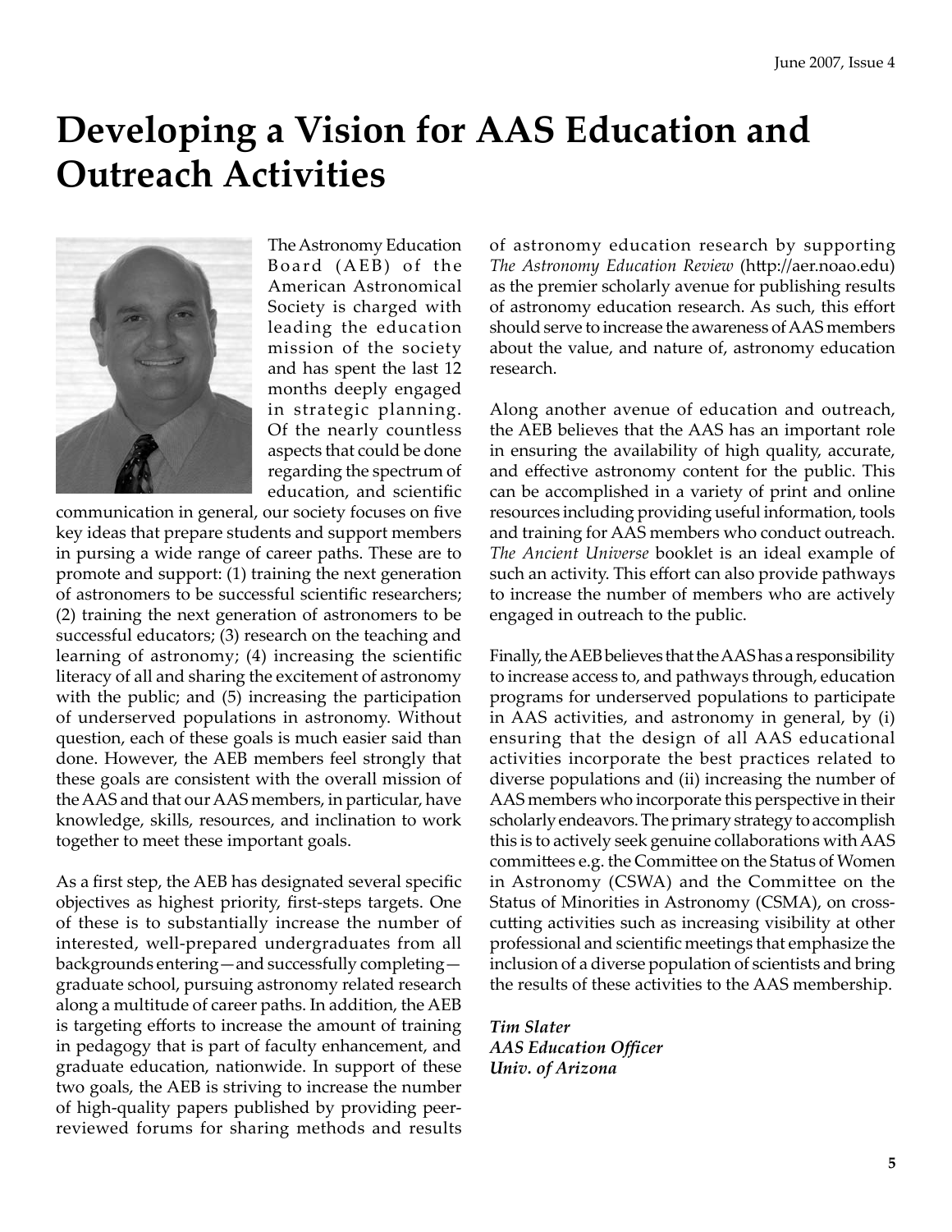# Developing a Vision for AAS Education and Outreach Activities

The Astronomy Education Board (AEB) of the American Astronomical Society is charged with leading the education mission of the society and has spent the last 12 months deeply engaged in strategic planning. Of the nearly countless aspects that could be done regarding the spectrum of education, and scientific communication in general, our society focuses on five key ideas that prepare students and support members in pursing a wide range of career paths. These are to promote and support: (1) training the next generation of astronomers to be successful scientific researchers; (2) training the next generation of astronomers to be successful educators; (3) research on the teaching and learning of astronomy; (4) increasing the scientific literacy of all and sharing the excitement of astronomy with the public; and (5) increasing the participation of underserved populations in astronomy. Without question, each of these goals is much easier said than done. However, the AEB members feel strongly that these goals are consistent with the overall mission of the AAS and that our AAS members, in particular, have knowledge, skills, resources, and inclination to work together to meet these important goals.

As a first step, the AEB has designated several specific objectives as highest priority, first-steps targets. One of these is to substantially increase the number of interested, well-prepared undergraduates from all backgrounds entering—and successfully completing—graduate school, pursuing astronomy related research along a multitude of career paths. In addition, the AEB is targeting efforts to increase the amount of training in pedagogy that is part of faculty enhancement, and graduate education, nationwide. In support of these two goals, the AEB is striving to increase the number of high-quality papers published by providing peer-reviewed forums for sharing methods and results of astronomy education research by supporting *The Astronomy Education Review* (http://aer.noao.edu) as the premier scholarly avenue for publishing results of astronomy education research. As such, this effort should serve to increase the awareness of AAS members about the value, and nature of, astronomy education research.

Along another avenue of education and outreach, the AEB believes that the AAS has an important role in ensuring the availability of high quality, accurate, and effective astronomy content for the public. This can be accomplished in a variety of print and online resources including providing useful information, tools and training for AAS members who conduct outreach. *The Ancient Universe* booklet is an ideal example of such an activity. This effort can also provide pathways to increase the number of members who are actively engaged in outreach to the public.

Finally, the AEB believes that the AAS has a responsibility to increase access to, and pathways through, education programs for underserved populations to participate in AAS activities, and astronomy in general, by (i) ensuring that the design of all AAS educational activities incorporate the best practices related to diverse populations and (ii) increasing the number of AAS members who incorporate this perspective in their scholarly endeavors. The primary strategy to accomplish this is to actively seek genuine collaborations with AAS committees e.g. the Committee on the Status of Women in Astronomy (CSWA) and the Committee on the Status of Minorities in Astronomy (CSMA), on cross-cutting activities such as increasing visibility at other professional and scientific meetings that emphasize the inclusion of a diverse population of scientists and bring the results of these activities to the AAS membership.

***Tim Slater***
***AAS Education Officer***
***Univ. of Arizona***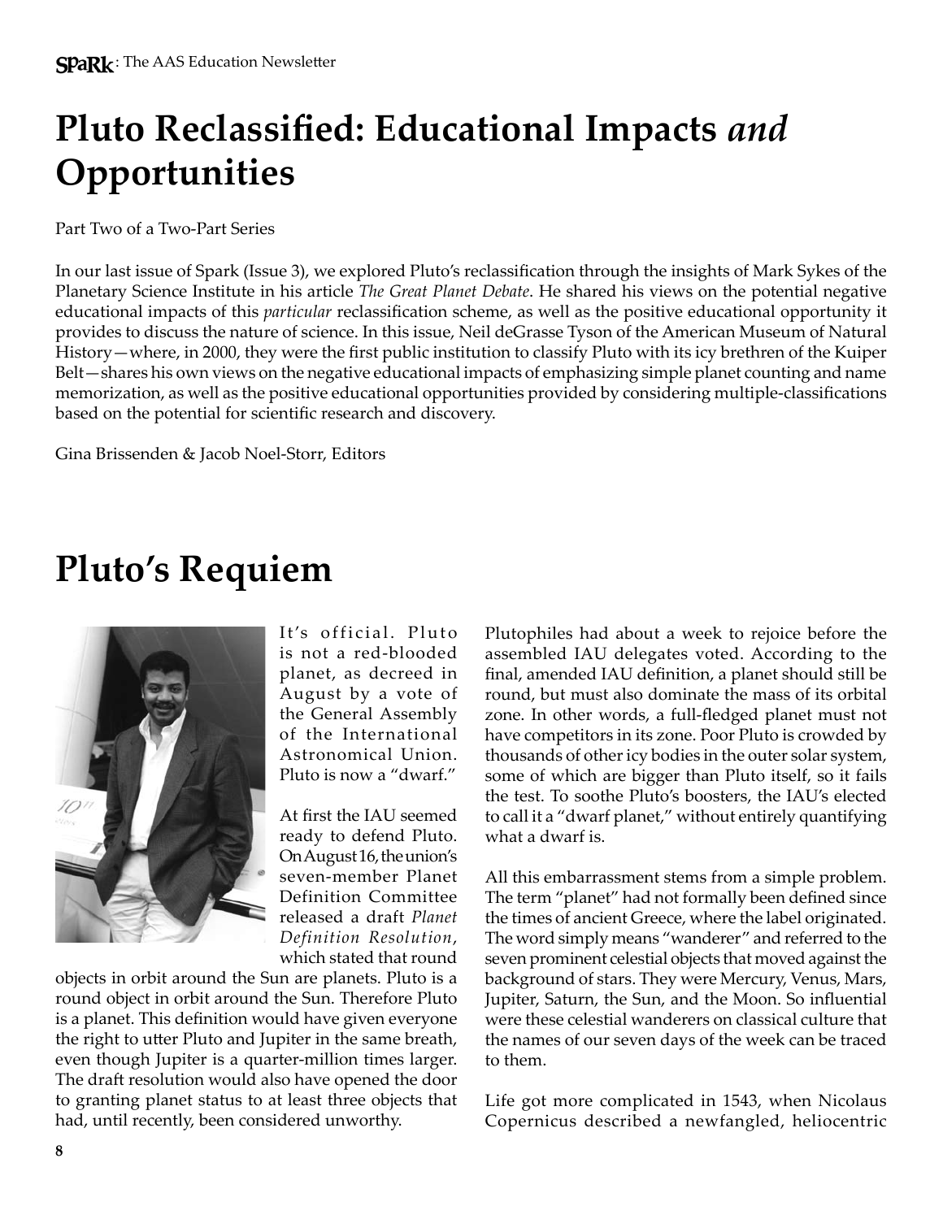# Pluto Reclassified: Educational Impacts *and* Opportunities

Part Two of a Two-Part Series

In our last issue of Spark (Issue 3), we explored Pluto's reclassification through the insights of Mark Sykes of the Planetary Science Institute in his article *The Great Planet Debate*. He shared his views on the potential negative educational impacts of this *particular* reclassification scheme, as well as the positive educational opportunity it provides to discuss the nature of science. In this issue, Neil deGrasse Tyson of the American Museum of Natural History—where, in 2000, they were the first public institution to classify Pluto with its icy brethren of the Kuiper Belt—shares his own views on the negative educational impacts of emphasizing simple planet counting and name memorization, as well as the positive educational opportunities provided by considering multiple-classifications based on the potential for scientific research and discovery.

Gina Brissenden & Jacob Noel-Storr, Editors

# Pluto's Requiem

It's official. Pluto is not a red-blooded planet, as decreed in August by a vote of the General Assembly of the International Astronomical Union. Pluto is now a "dwarf."

At first the IAU seemed ready to defend Pluto. On August 16, the union's seven-member Planet Definition Committee released a draft *Planet Definition Resolution*, which stated that round objects in orbit around the Sun are planets. Pluto is a round object in orbit around the Sun. Therefore Pluto is a planet. This definition would have given everyone the right to utter Pluto and Jupiter in the same breath, even though Jupiter is a quarter-million times larger. The draft resolution would also have opened the door to granting planet status to at least three objects that had, until recently, been considered unworthy.

Plutophiles had about a week to rejoice before the assembled IAU delegates voted. According to the final, amended IAU definition, a planet should still be round, but must also dominate the mass of its orbital zone. In other words, a full-fledged planet must not have competitors in its zone. Poor Pluto is crowded by thousands of other icy bodies in the outer solar system, some of which are bigger than Pluto itself, so it fails the test. To soothe Pluto's boosters, the IAU's elected to call it a "dwarf planet," without entirely quantifying what a dwarf is.

All this embarrassment stems from a simple problem. The term "planet" had not formally been defined since the times of ancient Greece, where the label originated. The word simply means "wanderer" and referred to the seven prominent celestial objects that moved against the background of stars. They were Mercury, Venus, Mars, Jupiter, Saturn, the Sun, and the Moon. So influential were these celestial wanderers on classical culture that the names of our seven days of the week can be traced to them.

Life got more complicated in 1543, when Nicolaus Copernicus described a newfangled, heliocentric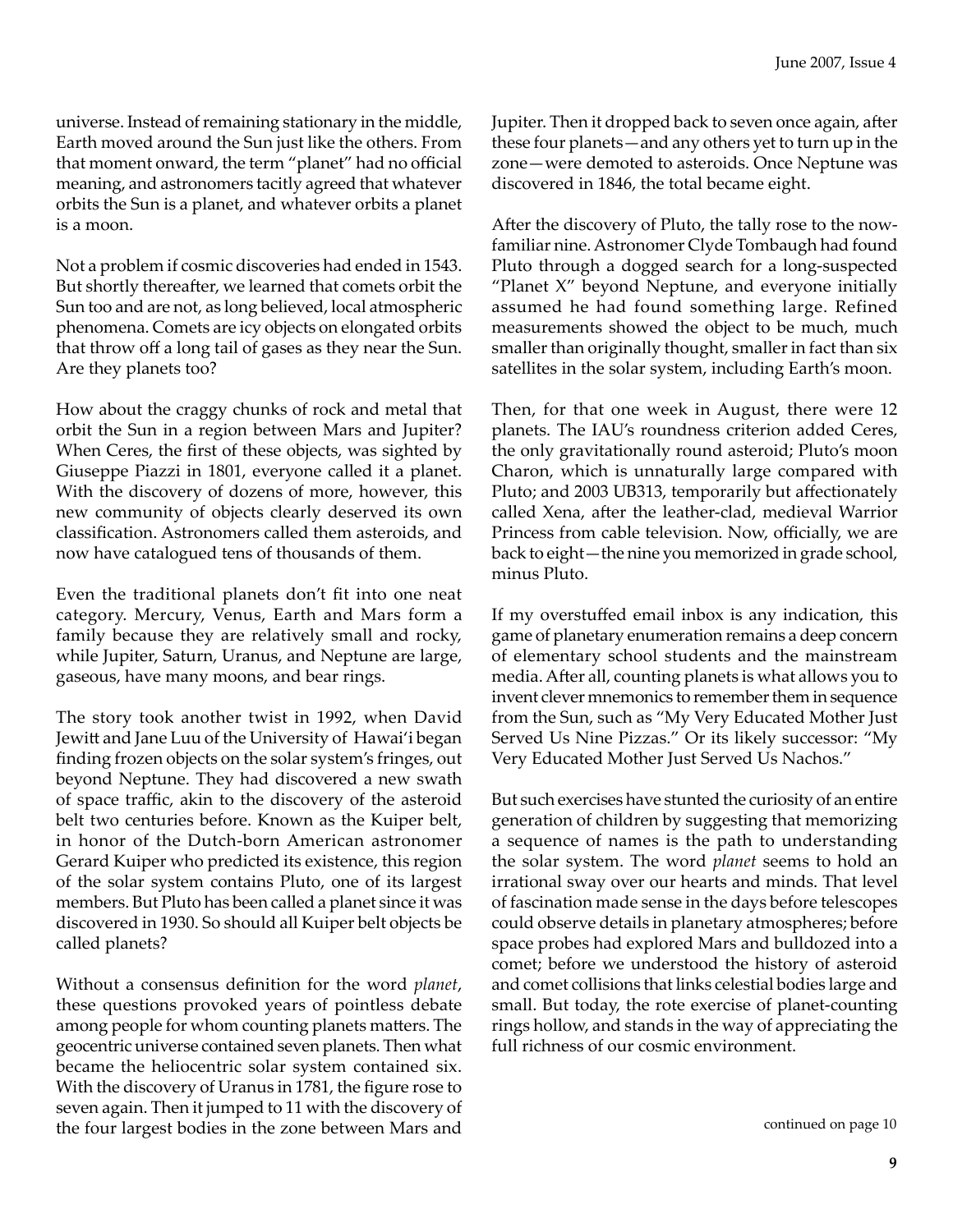universe. Instead of remaining stationary in the middle, Earth moved around the Sun just like the others. From that moment onward, the term "planet" had no official meaning, and astronomers tacitly agreed that whatever orbits the Sun is a planet, and whatever orbits a planet is a moon.

Not a problem if cosmic discoveries had ended in 1543. But shortly thereafter, we learned that comets orbit the Sun too and are not, as long believed, local atmospheric phenomena. Comets are icy objects on elongated orbits that throw off a long tail of gases as they near the Sun. Are they planets too?

How about the craggy chunks of rock and metal that orbit the Sun in a region between Mars and Jupiter? When Ceres, the first of these objects, was sighted by Giuseppe Piazzi in 1801, everyone called it a planet. With the discovery of dozens of more, however, this new community of objects clearly deserved its own classification. Astronomers called them asteroids, and now have catalogued tens of thousands of them.

Even the traditional planets don't fit into one neat category. Mercury, Venus, Earth and Mars form a family because they are relatively small and rocky, while Jupiter, Saturn, Uranus, and Neptune are large, gaseous, have many moons, and bear rings.

The story took another twist in 1992, when David Jewitt and Jane Luu of the University of Hawai'i began finding frozen objects on the solar system's fringes, out beyond Neptune. They had discovered a new swath of space traffic, akin to the discovery of the asteroid belt two centuries before. Known as the Kuiper belt, in honor of the Dutch-born American astronomer Gerard Kuiper who predicted its existence, this region of the solar system contains Pluto, one of its largest members. But Pluto has been called a planet since it was discovered in 1930. So should all Kuiper belt objects be called planets?

Without a consensus definition for the word *planet*, these questions provoked years of pointless debate among people for whom counting planets matters. The geocentric universe contained seven planets. Then what became the heliocentric solar system contained six. With the discovery of Uranus in 1781, the figure rose to seven again. Then it jumped to 11 with the discovery of the four largest bodies in the zone between Mars and Jupiter. Then it dropped back to seven once again, after these four planets—and any others yet to turn up in the zone—were demoted to asteroids. Once Neptune was discovered in 1846, the total became eight.

After the discovery of Pluto, the tally rose to the now-familiar nine. Astronomer Clyde Tombaugh had found Pluto through a dogged search for a long-suspected "Planet X" beyond Neptune, and everyone initially assumed he had found something large. Refined measurements showed the object to be much, much smaller than originally thought, smaller in fact than six satellites in the solar system, including Earth's moon.

Then, for that one week in August, there were 12 planets. The IAU's roundness criterion added Ceres, the only gravitationally round asteroid; Pluto's moon Charon, which is unnaturally large compared with Pluto; and 2003 UB313, temporarily but affectionately called Xena, after the leather-clad, medieval Warrior Princess from cable television. Now, officially, we are back to eight—the nine you memorized in grade school, minus Pluto.

If my overstuffed email inbox is any indication, this game of planetary enumeration remains a deep concern of elementary school students and the mainstream media. After all, counting planets is what allows you to invent clever mnemonics to remember them in sequence from the Sun, such as "My Very Educated Mother Just Served Us Nine Pizzas." Or its likely successor: "My Very Educated Mother Just Served Us Nachos."

But such exercises have stunted the curiosity of an entire generation of children by suggesting that memorizing a sequence of names is the path to understanding the solar system. The word *planet* seems to hold an irrational sway over our hearts and minds. That level of fascination made sense in the days before telescopes could observe details in planetary atmospheres; before space probes had explored Mars and bulldozed into a comet; before we understood the history of asteroid and comet collisions that links celestial bodies large and small. But today, the rote exercise of planet-counting rings hollow, and stands in the way of appreciating the full richness of our cosmic environment.

continued on page 10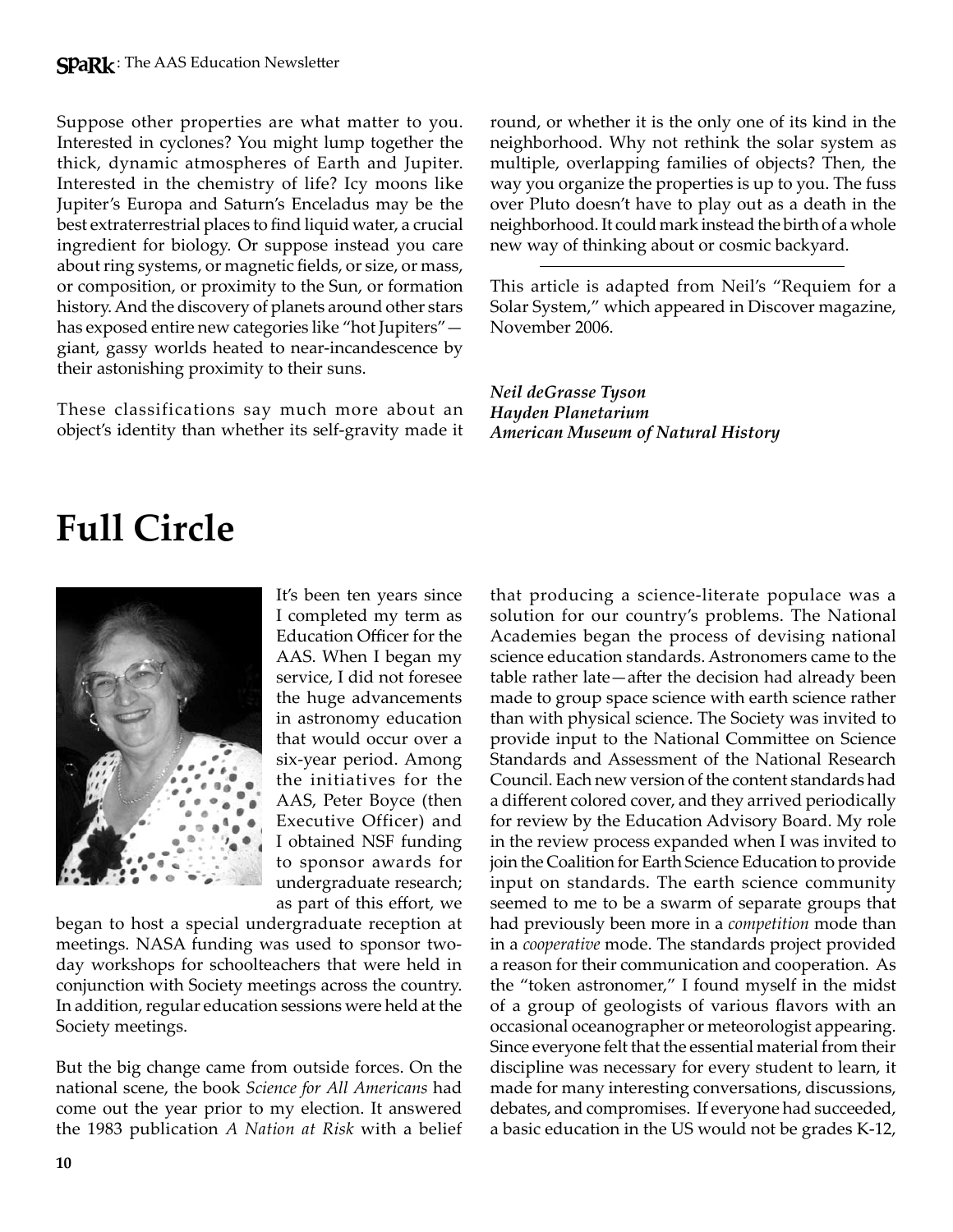Suppose other properties are what matter to you. Interested in cyclones? You might lump together the thick, dynamic atmospheres of Earth and Jupiter. Interested in the chemistry of life? Icy moons like Jupiter's Europa and Saturn's Enceladus may be the best extraterrestrial places to find liquid water, a crucial ingredient for biology. Or suppose instead you care about ring systems, or magnetic fields, or size, or mass, or composition, or proximity to the Sun, or formation history. And the discovery of planets around other stars has exposed entire new categories like "hot Jupiters"—giant, gassy worlds heated to near-incandescence by their astonishing proximity to their suns.

These classifications say much more about an object's identity than whether its self-gravity made it round, or whether it is the only one of its kind in the neighborhood. Why not rethink the solar system as multiple, overlapping families of objects? Then, the way you organize the properties is up to you. The fuss over Pluto doesn't have to play out as a death in the neighborhood. It could mark instead the birth of a whole new way of thinking about or cosmic backyard.

---

This article is adapted from Neil's "Requiem for a Solar System," which appeared in Discover magazine, November 2006.

***Neil deGrasse Tyson***
***Hayden Planetarium***
***American Museum of Natural History***

# Full Circle

It's been ten years since I completed my term as Education Officer for the AAS. When I began my service, I did not foresee the huge advancements in astronomy education that would occur over a six-year period. Among the initiatives for the AAS, Peter Boyce (then Executive Officer) and I obtained NSF funding to sponsor awards for undergraduate research; as part of this effort, we began to host a special undergraduate reception at meetings. NASA funding was used to sponsor two-day workshops for schoolteachers that were held in conjunction with Society meetings across the country. In addition, regular education sessions were held at the Society meetings.

But the big change came from outside forces. On the national scene, the book *Science for All Americans* had come out the year prior to my election. It answered the 1983 publication *A Nation at Risk* with a belief that producing a science-literate populace was a solution for our country's problems. The National Academies began the process of devising national science education standards. Astronomers came to the table rather late—after the decision had already been made to group space science with earth science rather than with physical science. The Society was invited to provide input to the National Committee on Science Standards and Assessment of the National Research Council. Each new version of the content standards had a different colored cover, and they arrived periodically for review by the Education Advisory Board. My role in the review process expanded when I was invited to join the Coalition for Earth Science Education to provide input on standards. The earth science community seemed to me to be a swarm of separate groups that had previously been more in a *competition* mode than in a *cooperative* mode. The standards project provided a reason for their communication and cooperation. As the "token astronomer," I found myself in the midst of a group of geologists of various flavors with an occasional oceanographer or meteorologist appearing. Since everyone felt that the essential material from their discipline was necessary for every student to learn, it made for many interesting conversations, discussions, debates, and compromises. If everyone had succeeded, a basic education in the US would not be grades K-12,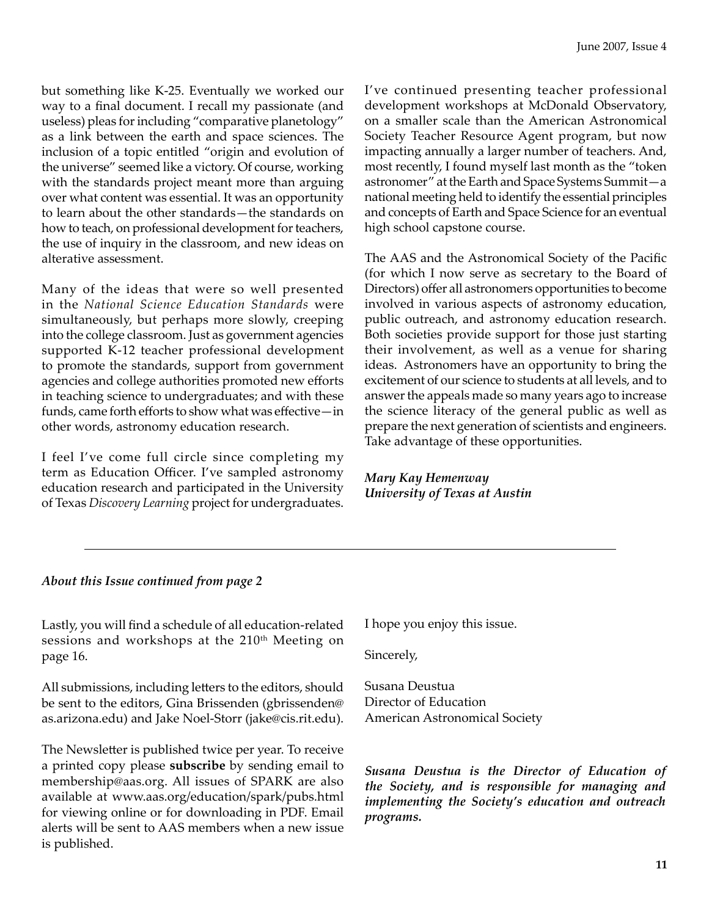but something like K-25. Eventually we worked our way to a final document. I recall my passionate (and useless) pleas for including "comparative planetology" as a link between the earth and space sciences. The inclusion of a topic entitled "origin and evolution of the universe" seemed like a victory. Of course, working with the standards project meant more than arguing over what content was essential. It was an opportunity to learn about the other standards—the standards on how to teach, on professional development for teachers, the use of inquiry in the classroom, and new ideas on alterative assessment.

Many of the ideas that were so well presented in the *National Science Education Standards* were simultaneously, but perhaps more slowly, creeping into the college classroom. Just as government agencies supported K-12 teacher professional development to promote the standards, support from government agencies and college authorities promoted new efforts in teaching science to undergraduates; and with these funds, came forth efforts to show what was effective—in other words, astronomy education research.

I feel I've come full circle since completing my term as Education Officer. I've sampled astronomy education research and participated in the University of Texas *Discovery Learning* project for undergraduates. I've continued presenting teacher professional development workshops at McDonald Observatory, on a smaller scale than the American Astronomical Society Teacher Resource Agent program, but now impacting annually a larger number of teachers. And, most recently, I found myself last month as the "token astronomer" at the Earth and Space Systems Summit—a national meeting held to identify the essential principles and concepts of Earth and Space Science for an eventual high school capstone course.

The AAS and the Astronomical Society of the Pacific (for which I now serve as secretary to the Board of Directors) offer all astronomers opportunities to become involved in various aspects of astronomy education, public outreach, and astronomy education research. Both societies provide support for those just starting their involvement, as well as a venue for sharing ideas. Astronomers have an opportunity to bring the excitement of our science to students at all levels, and to answer the appeals made so many years ago to increase the science literacy of the general public as well as prepare the next generation of scientists and engineers. Take advantage of these opportunities.

***Mary Kay Hemenway***
***University of Texas at Austin***

---

***About this Issue continued from page 2***

Lastly, you will find a schedule of all education-related sessions and workshops at the 210th Meeting on page 16.

All submissions, including letters to the editors, should be sent to the editors, Gina Brissenden (gbrissenden@as.arizona.edu) and Jake Noel-Storr (jake@cis.rit.edu).

The Newsletter is published twice per year. To receive a printed copy please **subscribe** by sending email to membership@aas.org. All issues of SPARK are also available at www.aas.org/education/spark/pubs.html for viewing online or for downloading in PDF. Email alerts will be sent to AAS members when a new issue is published.

I hope you enjoy this issue.

Sincerely,

Susana Deustua
Director of Education
American Astronomical Society

***Susana Deustua is the Director of Education of the Society, and is responsible for managing and implementing the Society's education and outreach programs.***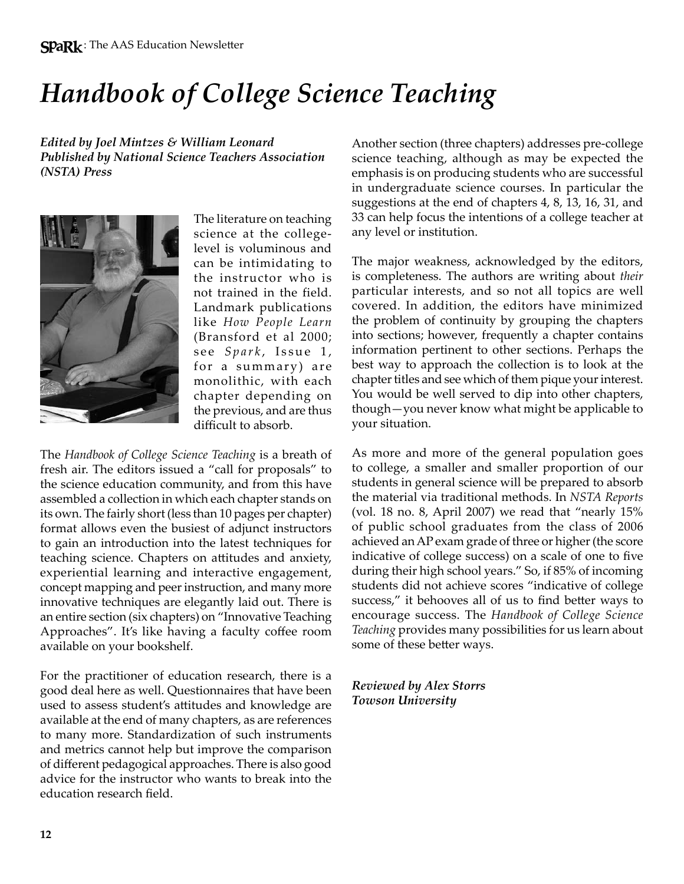# *Handbook of College Science Teaching*

***Edited by Joel Mintzes & William Leonard***
***Published by National Science Teachers Association (NSTA) Press***

The literature on teaching science at the college-level is voluminous and can be intimidating to the instructor who is not trained in the field. Landmark publications like *How People Learn* (Bransford et al 2000; see *Spark*, Issue 1, for a summary) are monolithic, with each chapter depending on the previous, and are thus difficult to absorb.

The *Handbook of College Science Teaching* is a breath of fresh air. The editors issued a "call for proposals" to the science education community, and from this have assembled a collection in which each chapter stands on its own. The fairly short (less than 10 pages per chapter) format allows even the busiest of adjunct instructors to gain an introduction into the latest techniques for teaching science. Chapters on attitudes and anxiety, experiential learning and interactive engagement, concept mapping and peer instruction, and many more innovative techniques are elegantly laid out. There is an entire section (six chapters) on "Innovative Teaching Approaches". It's like having a faculty coffee room available on your bookshelf.

For the practitioner of education research, there is a good deal here as well. Questionnaires that have been used to assess student's attitudes and knowledge are available at the end of many chapters, as are references to many more. Standardization of such instruments and metrics cannot help but improve the comparison of different pedagogical approaches. There is also good advice for the instructor who wants to break into the education research field.

Another section (three chapters) addresses pre-college science teaching, although as may be expected the emphasis is on producing students who are successful in undergraduate science courses. In particular the suggestions at the end of chapters 4, 8, 13, 16, 31, and 33 can help focus the intentions of a college teacher at any level or institution.

The major weakness, acknowledged by the editors, is completeness. The authors are writing about *their* particular interests, and so not all topics are well covered. In addition, the editors have minimized the problem of continuity by grouping the chapters into sections; however, frequently a chapter contains information pertinent to other sections. Perhaps the best way to approach the collection is to look at the chapter titles and see which of them pique your interest. You would be well served to dip into other chapters, though—you never know what might be applicable to your situation.

As more and more of the general population goes to college, a smaller and smaller proportion of our students in general science will be prepared to absorb the material via traditional methods. In *NSTA Reports* (vol. 18 no. 8, April 2007) we read that "nearly 15% of public school graduates from the class of 2006 achieved an AP exam grade of three or higher (the score indicative of college success) on a scale of one to five during their high school years." So, if 85% of incoming students did not achieve scores "indicative of college success," it behooves all of us to find better ways to encourage success. The *Handbook of College Science Teaching* provides many possibilities for us learn about some of these better ways.

***Reviewed by Alex Storrs***
***Towson University***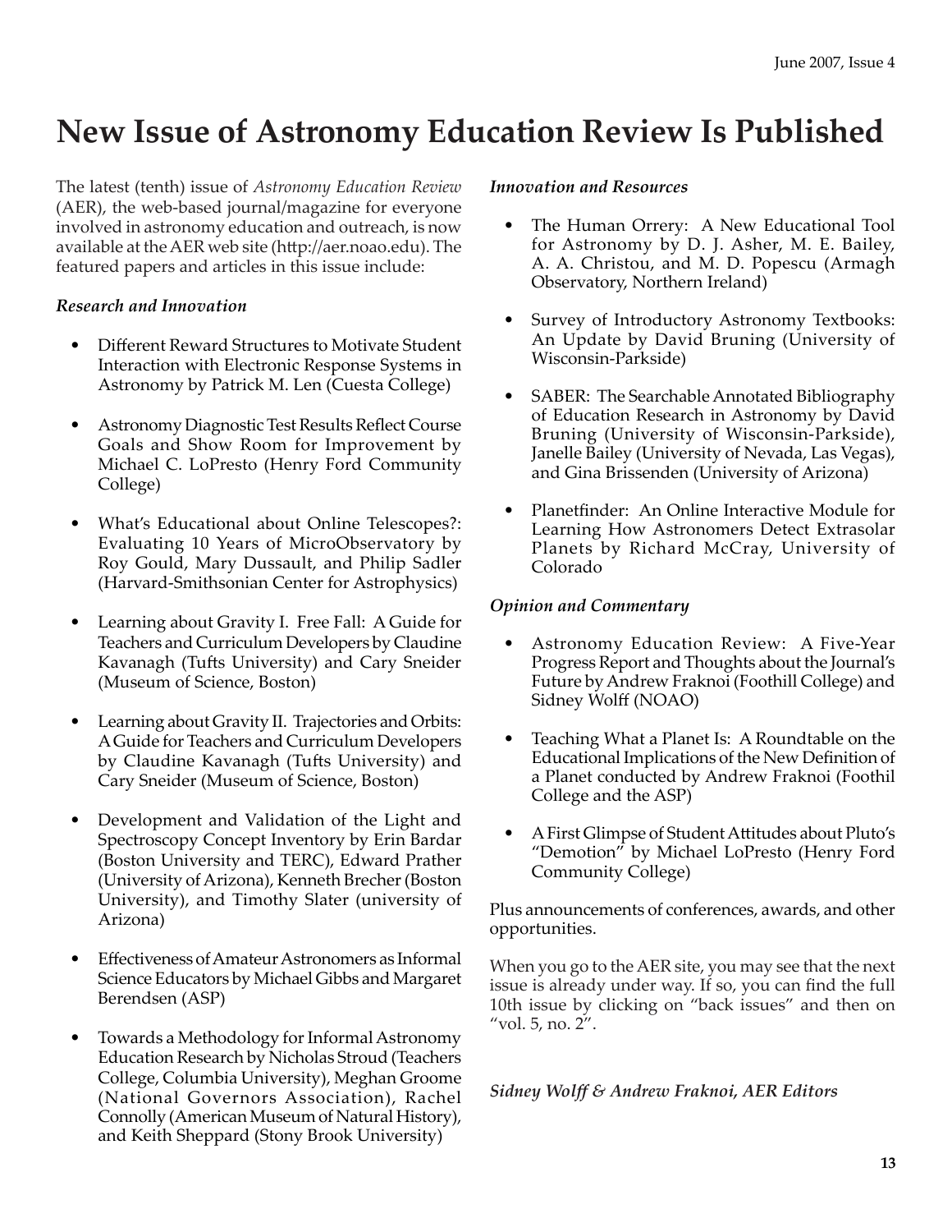# New Issue of Astronomy Education Review Is Published

The latest (tenth) issue of *Astronomy Education Review* (AER), the web-based journal/magazine for everyone involved in astronomy education and outreach, is now available at the AER web site (http://aer.noao.edu). The featured papers and articles in this issue include:

***Research and Innovation***

- Different Reward Structures to Motivate Student Interaction with Electronic Response Systems in Astronomy by Patrick M. Len (Cuesta College)
- Astronomy Diagnostic Test Results Reflect Course Goals and Show Room for Improvement by Michael C. LoPresto (Henry Ford Community College)
- What's Educational about Online Telescopes?: Evaluating 10 Years of MicroObservatory by Roy Gould, Mary Dussault, and Philip Sadler (Harvard-Smithsonian Center for Astrophysics)
- Learning about Gravity I. Free Fall: A Guide for Teachers and Curriculum Developers by Claudine Kavanagh (Tufts University) and Cary Sneider (Museum of Science, Boston)
- Learning about Gravity II. Trajectories and Orbits: A Guide for Teachers and Curriculum Developers by Claudine Kavanagh (Tufts University) and Cary Sneider (Museum of Science, Boston)
- Development and Validation of the Light and Spectroscopy Concept Inventory by Erin Bardar (Boston University and TERC), Edward Prather (University of Arizona), Kenneth Brecher (Boston University), and Timothy Slater (university of Arizona)
- Effectiveness of Amateur Astronomers as Informal Science Educators by Michael Gibbs and Margaret Berendsen (ASP)
- Towards a Methodology for Informal Astronomy Education Research by Nicholas Stroud (Teachers College, Columbia University), Meghan Groome (National Governors Association), Rachel Connolly (American Museum of Natural History), and Keith Sheppard (Stony Brook University)

***Innovation and Resources***

- The Human Orrery: A New Educational Tool for Astronomy by D. J. Asher, M. E. Bailey, A. A. Christou, and M. D. Popescu (Armagh Observatory, Northern Ireland)
- Survey of Introductory Astronomy Textbooks: An Update by David Bruning (University of Wisconsin-Parkside)
- SABER: The Searchable Annotated Bibliography of Education Research in Astronomy by David Bruning (University of Wisconsin-Parkside), Janelle Bailey (University of Nevada, Las Vegas), and Gina Brissenden (University of Arizona)
- Planetfinder: An Online Interactive Module for Learning How Astronomers Detect Extrasolar Planets by Richard McCray, University of Colorado

***Opinion and Commentary***

- Astronomy Education Review: A Five-Year Progress Report and Thoughts about the Journal's Future by Andrew Fraknoi (Foothill College) and Sidney Wolff (NOAO)
- Teaching What a Planet Is: A Roundtable on the Educational Implications of the New Definition of a Planet conducted by Andrew Fraknoi (Foothil College and the ASP)
- A First Glimpse of Student Attitudes about Pluto's "Demotion" by Michael LoPresto (Henry Ford Community College)

Plus announcements of conferences, awards, and other opportunities.

When you go to the AER site, you may see that the next issue is already under way. If so, you can find the full 10th issue by clicking on "back issues" and then on "vol. 5, no. 2".

***Sidney Wolff & Andrew Fraknoi, AER Editors***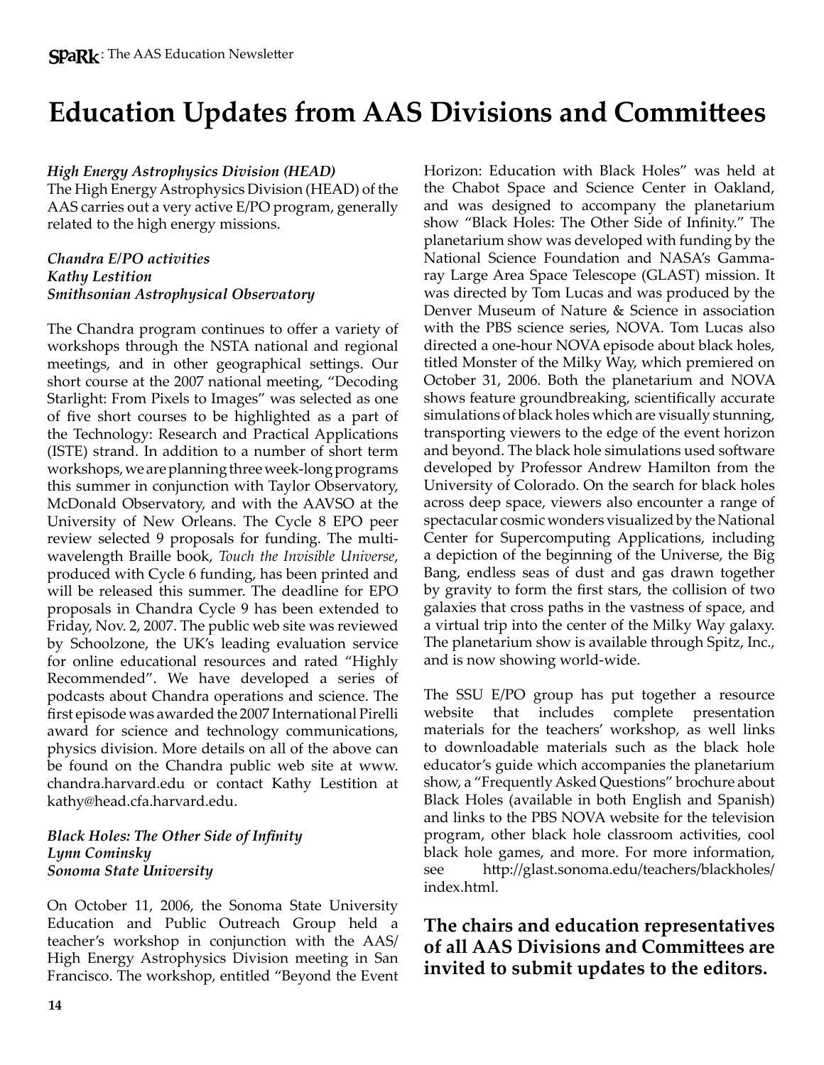# Education Updates from AAS Divisions and Committees

***High Energy Astrophysics Division (HEAD)***

The High Energy Astrophysics Division (HEAD) of the AAS carries out a very active E/PO program, generally related to the high energy missions.

***Chandra E/PO activities***
***Kathy Lestition***
***Smithsonian Astrophysical Observatory***

The Chandra program continues to offer a variety of workshops through the NSTA national and regional meetings, and in other geographical settings. Our short course at the 2007 national meeting, "Decoding Starlight: From Pixels to Images" was selected as one of five short courses to be highlighted as a part of the Technology: Research and Practical Applications (ISTE) strand. In addition to a number of short term workshops, we are planning three week-long programs this summer in conjunction with Taylor Observatory, McDonald Observatory, and with the AAVSO at the University of New Orleans. The Cycle 8 EPO peer review selected 9 proposals for funding. The multi-wavelength Braille book, *Touch the Invisible Universe*, produced with Cycle 6 funding, has been printed and will be released this summer. The deadline for EPO proposals in Chandra Cycle 9 has been extended to Friday, Nov. 2, 2007. The public web site was reviewed by Schoolzone, the UK's leading evaluation service for online educational resources and rated "Highly Recommended". We have developed a series of podcasts about Chandra operations and science. The first episode was awarded the 2007 International Pirelli award for science and technology communications, physics division. More details on all of the above can be found on the Chandra public web site at www.chandra.harvard.edu or contact Kathy Lestition at kathy@head.cfa.harvard.edu.

***Black Holes: The Other Side of Infinity***
***Lynn Cominsky***
***Sonoma State University***

On October 11, 2006, the Sonoma State University Education and Public Outreach Group held a teacher's workshop in conjunction with the AAS/High Energy Astrophysics Division meeting in San Francisco. The workshop, entitled "Beyond the Event Horizon: Education with Black Holes" was held at the Chabot Space and Science Center in Oakland, and was designed to accompany the planetarium show "Black Holes: The Other Side of Infinity." The planetarium show was developed with funding by the National Science Foundation and NASA's Gamma-ray Large Area Space Telescope (GLAST) mission. It was directed by Tom Lucas and was produced by the Denver Museum of Nature & Science in association with the PBS science series, NOVA. Tom Lucas also directed a one-hour NOVA episode about black holes, titled Monster of the Milky Way, which premiered on October 31, 2006. Both the planetarium and NOVA shows feature groundbreaking, scientifically accurate simulations of black holes which are visually stunning, transporting viewers to the edge of the event horizon and beyond. The black hole simulations used software developed by Professor Andrew Hamilton from the University of Colorado. On the search for black holes across deep space, viewers also encounter a range of spectacular cosmic wonders visualized by the National Center for Supercomputing Applications, including a depiction of the beginning of the Universe, the Big Bang, endless seas of dust and gas drawn together by gravity to form the first stars, the collision of two galaxies that cross paths in the vastness of space, and a virtual trip into the center of the Milky Way galaxy. The planetarium show is available through Spitz, Inc., and is now showing world-wide.

The SSU E/PO group has put together a resource website that includes complete presentation materials for the teachers' workshop, as well links to downloadable materials such as the black hole educator's guide which accompanies the planetarium show, a "Frequently Asked Questions" brochure about Black Holes (available in both English and Spanish) and links to the PBS NOVA website for the television program, other black hole classroom activities, cool black hole games, and more. For more information, see http://glast.sonoma.edu/teachers/blackholes/index.html.

**The chairs and education representatives of all AAS Divisions and Committees are invited to submit updates to the editors.**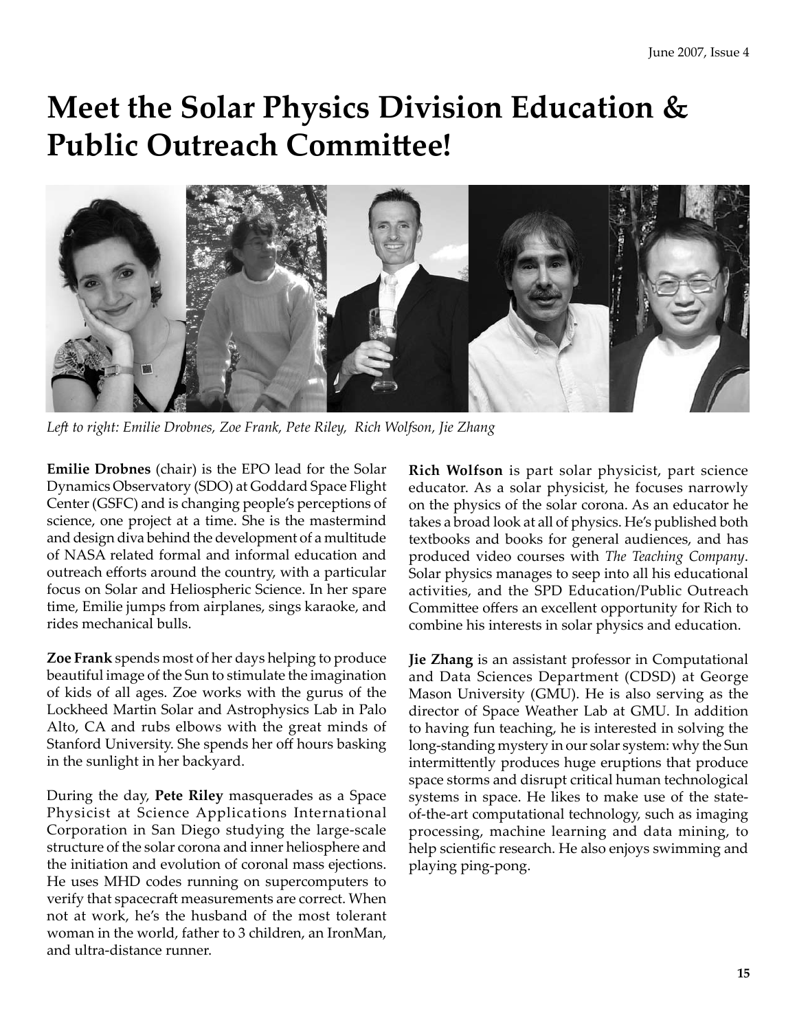# Meet the Solar Physics Division Education & Public Outreach Committee!

*Left to right: Emilie Drobnes, Zoe Frank, Pete Riley, Rich Wolfson, Jie Zhang*

**Emilie Drobnes** (chair) is the EPO lead for the Solar Dynamics Observatory (SDO) at Goddard Space Flight Center (GSFC) and is changing people's perceptions of science, one project at a time. She is the mastermind and design diva behind the development of a multitude of NASA related formal and informal education and outreach efforts around the country, with a particular focus on Solar and Heliospheric Science. In her spare time, Emilie jumps from airplanes, sings karaoke, and rides mechanical bulls.

**Zoe Frank** spends most of her days helping to produce beautiful image of the Sun to stimulate the imagination of kids of all ages. Zoe works with the gurus of the Lockheed Martin Solar and Astrophysics Lab in Palo Alto, CA and rubs elbows with the great minds of Stanford University. She spends her off hours basking in the sunlight in her backyard.

During the day, **Pete Riley** masquerades as a Space Physicist at Science Applications International Corporation in San Diego studying the large-scale structure of the solar corona and inner heliosphere and the initiation and evolution of coronal mass ejections. He uses MHD codes running on supercomputers to verify that spacecraft measurements are correct. When not at work, he's the husband of the most tolerant woman in the world, father to 3 children, an IronMan, and ultra-distance runner.

**Rich Wolfson** is part solar physicist, part science educator. As a solar physicist, he focuses narrowly on the physics of the solar corona. As an educator he takes a broad look at all of physics. He's published both textbooks and books for general audiences, and has produced video courses with *The Teaching Company*. Solar physics manages to seep into all his educational activities, and the SPD Education/Public Outreach Committee offers an excellent opportunity for Rich to combine his interests in solar physics and education.

**Jie Zhang** is an assistant professor in Computational and Data Sciences Department (CDSD) at George Mason University (GMU). He is also serving as the director of Space Weather Lab at GMU. In addition to having fun teaching, he is interested in solving the long-standing mystery in our solar system: why the Sun intermittently produces huge eruptions that produce space storms and disrupt critical human technological systems in space. He likes to make use of the state-of-the-art computational technology, such as imaging processing, machine learning and data mining, to help scientific research. He also enjoys swimming and playing ping-pong.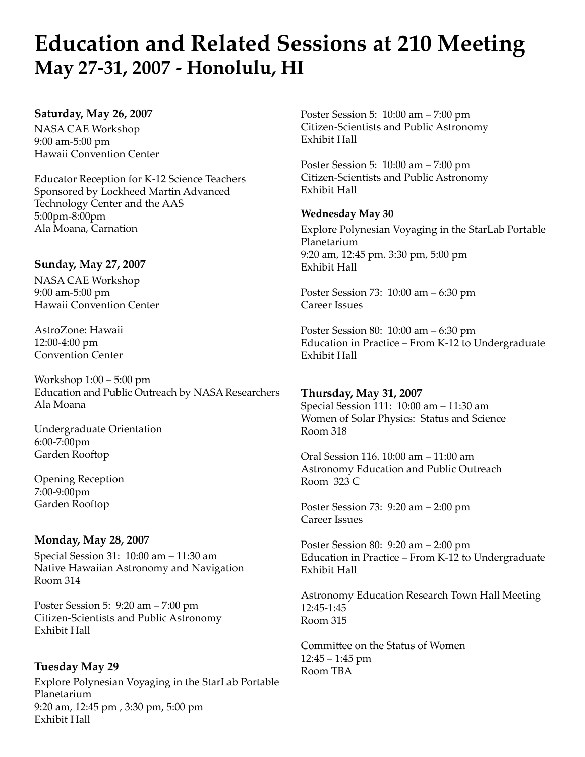# Education and Related Sessions at 210 Meeting
## May 27-31, 2007 - Honolulu, HI

**Saturday, May 26, 2007**

NASA CAE Workshop
9:00 am-5:00 pm
Hawaii Convention Center

Educator Reception for K-12 Science Teachers
Sponsored by Lockheed Martin Advanced Technology Center and the AAS
5:00pm-8:00pm
Ala Moana, Carnation

**Sunday, May 27, 2007**

NASA CAE Workshop
9:00 am-5:00 pm
Hawaii Convention Center

AstroZone: Hawaii
12:00-4:00 pm
Convention Center

Workshop 1:00 – 5:00 pm
Education and Public Outreach by NASA Researchers
Ala Moana

Undergraduate Orientation
6:00-7:00pm
Garden Rooftop

Opening Reception
7:00-9:00pm
Garden Rooftop

**Monday, May 28, 2007**

Special Session 31: 10:00 am – 11:30 am
Native Hawaiian Astronomy and Navigation
Room 314

Poster Session 5: 9:20 am – 7:00 pm
Citizen-Scientists and Public Astronomy
Exhibit Hall

**Tuesday May 29**

Explore Polynesian Voyaging in the StarLab Portable Planetarium
9:20 am, 12:45 pm , 3:30 pm, 5:00 pm
Exhibit Hall

Poster Session 5: 10:00 am – 7:00 pm
Citizen-Scientists and Public Astronomy
Exhibit Hall

Poster Session 5: 10:00 am – 7:00 pm
Citizen-Scientists and Public Astronomy
Exhibit Hall

**Wednesday May 30**

Explore Polynesian Voyaging in the StarLab Portable Planetarium
9:20 am, 12:45 pm. 3:30 pm, 5:00 pm
Exhibit Hall

Poster Session 73: 10:00 am – 6:30 pm
Career Issues

Poster Session 80: 10:00 am – 6:30 pm
Education in Practice – From K-12 to Undergraduate
Exhibit Hall

**Thursday, May 31, 2007**

Special Session 111: 10:00 am – 11:30 am
Women of Solar Physics: Status and Science
Room 318

Oral Session 116. 10:00 am – 11:00 am
Astronomy Education and Public Outreach
Room 323 C

Poster Session 73: 9:20 am – 2:00 pm
Career Issues

Poster Session 80: 9:20 am – 2:00 pm
Education in Practice – From K-12 to Undergraduate
Exhibit Hall

Astronomy Education Research Town Hall Meeting
12:45-1:45
Room 315

Committee on the Status of Women
12:45 – 1:45 pm
Room TBA